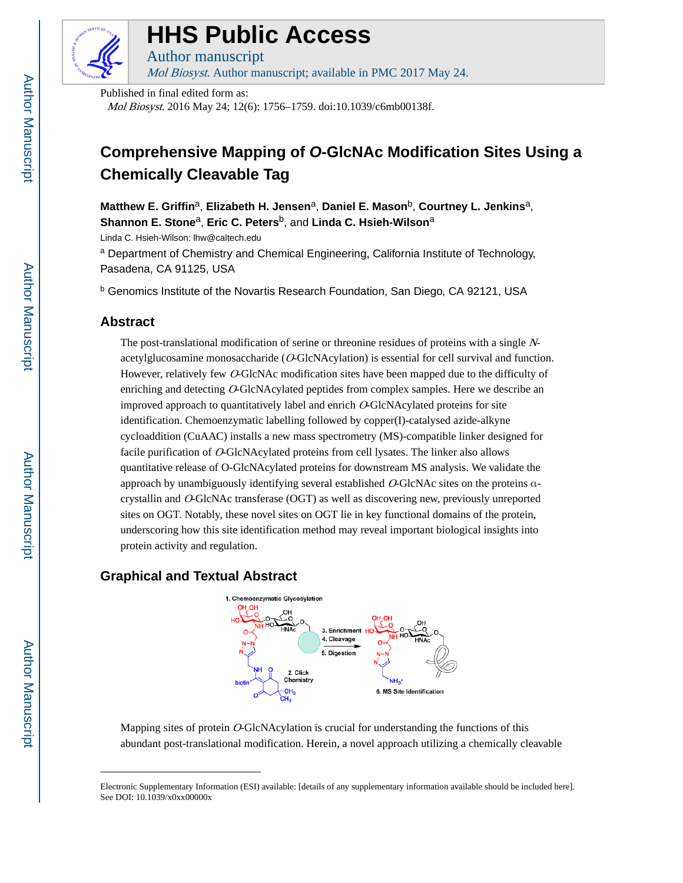# Comprehensive Mapping of *O*-GlcNAc Modification Sites Using a Chemically Cleavable Tag

**Matthew E. Griffin**[a], **Elizabeth H. Jensen**[a], **Daniel E. Mason**[b], **Courtney L. Jenkins**[a], **Shannon E. Stone**[a], **Eric C. Peters**[b], and **Linda C. Hsieh-Wilson**[a]

Linda C. Hsieh-Wilson: lhw@caltech.edu

[a] Department of Chemistry and Chemical Engineering, California Institute of Technology, Pasadena, CA 91125, USA

[b] Genomics Institute of the Novartis Research Foundation, San Diego, CA 92121, USA

## Abstract

The post-translational modification of serine or threonine residues of proteins with a single *N*-acetylglucosamine monosaccharide (*O*-GlcNAcylation) is essential for cell survival and function. However, relatively few *O*-GlcNAc modification sites have been mapped due to the difficulty of enriching and detecting *O*-GlcNAcylated peptides from complex samples. Here we describe an improved approach to quantitatively label and enrich *O*-GlcNAcylated proteins for site identification. Chemoenzymatic labelling followed by copper(I)-catalysed azide-alkyne cycloaddition (CuAAC) installs a new mass spectrometry (MS)-compatible linker designed for facile purification of *O*-GlcNAcylated proteins from cell lysates. The linker also allows quantitative release of O-GlcNAcylated proteins for downstream MS analysis. We validate the approach by unambiguously identifying several established *O*-GlcNAc sites on the proteins α-crystallin and *O*-GlcNAc transferase (OGT) as well as discovering new, previously unreported sites on OGT. Notably, these novel sites on OGT lie in key functional domains of the protein, underscoring how this site identification method may reveal important biological insights into protein activity and regulation.

## Graphical and Textual Abstract

Mapping sites of protein *O*-GlcNAcylation is crucial for understanding the functions of this abundant post-translational modification. Herein, a novel approach utilizing a chemically cleavable

---

Electronic Supplementary Information (ESI) available: [details of any supplementary information available should be included here]. See DOI: 10.1039/x0xx00000x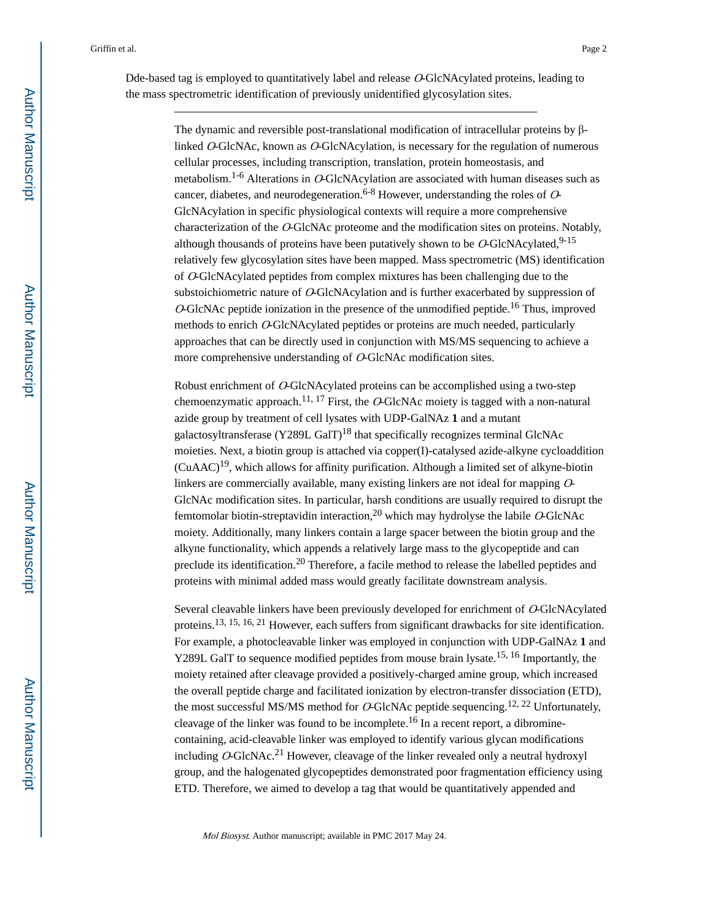Dde-based tag is employed to quantitatively label and release *O*-GlcNAcylated proteins, leading to the mass spectrometric identification of previously unidentified glycosylation sites.

---

The dynamic and reversible post-translational modification of intracellular proteins by β-linked *O*-GlcNAc, known as *O*-GlcNAcylation, is necessary for the regulation of numerous cellular processes, including transcription, translation, protein homeostasis, and metabolism.[1-6] Alterations in *O*-GlcNAcylation are associated with human diseases such as cancer, diabetes, and neurodegeneration.[6-8] However, understanding the roles of *O*-GlcNAcylation in specific physiological contexts will require a more comprehensive characterization of the *O*-GlcNAc proteome and the modification sites on proteins. Notably, although thousands of proteins have been putatively shown to be *O*-GlcNAcylated,[9-15] relatively few glycosylation sites have been mapped. Mass spectrometric (MS) identification of *O*-GlcNAcylated peptides from complex mixtures has been challenging due to the substoichiometric nature of *O*-GlcNAcylation and is further exacerbated by suppression of *O*-GlcNAc peptide ionization in the presence of the unmodified peptide.[16] Thus, improved methods to enrich *O*-GlcNAcylated peptides or proteins are much needed, particularly approaches that can be directly used in conjunction with MS/MS sequencing to achieve a more comprehensive understanding of *O*-GlcNAc modification sites.

Robust enrichment of *O*-GlcNAcylated proteins can be accomplished using a two-step chemoenzymatic approach.[11, 17] First, the *O*-GlcNAc moiety is tagged with a non-natural azide group by treatment of cell lysates with UDP-GalNAz **1** and a mutant galactosyltransferase (Y289L GalT)[18] that specifically recognizes terminal GlcNAc moieties. Next, a biotin group is attached via copper(I)-catalysed azide-alkyne cycloaddition (CuAAC)[19], which allows for affinity purification. Although a limited set of alkyne-biotin linkers are commercially available, many existing linkers are not ideal for mapping *O*-GlcNAc modification sites. In particular, harsh conditions are usually required to disrupt the femtomolar biotin-streptavidin interaction,[20] which may hydrolyse the labile *O*-GlcNAc moiety. Additionally, many linkers contain a large spacer between the biotin group and the alkyne functionality, which appends a relatively large mass to the glycopeptide and can preclude its identification.[20] Therefore, a facile method to release the labelled peptides and proteins with minimal added mass would greatly facilitate downstream analysis.

Several cleavable linkers have been previously developed for enrichment of *O*-GlcNAcylated proteins.[13, 15, 16, 21] However, each suffers from significant drawbacks for site identification. For example, a photocleavable linker was employed in conjunction with UDP-GalNAz **1** and Y289L GalT to sequence modified peptides from mouse brain lysate.[15, 16] Importantly, the moiety retained after cleavage provided a positively-charged amine group, which increased the overall peptide charge and facilitated ionization by electron-transfer dissociation (ETD), the most successful MS/MS method for *O*-GlcNAc peptide sequencing.[12, 22] Unfortunately, cleavage of the linker was found to be incomplete.[16] In a recent report, a dibromine-containing, acid-cleavable linker was employed to identify various glycan modifications including *O*-GlcNAc.[21] However, cleavage of the linker revealed only a neutral hydroxyl group, and the halogenated glycopeptides demonstrated poor fragmentation efficiency using ETD. Therefore, we aimed to develop a tag that would be quantitatively appended and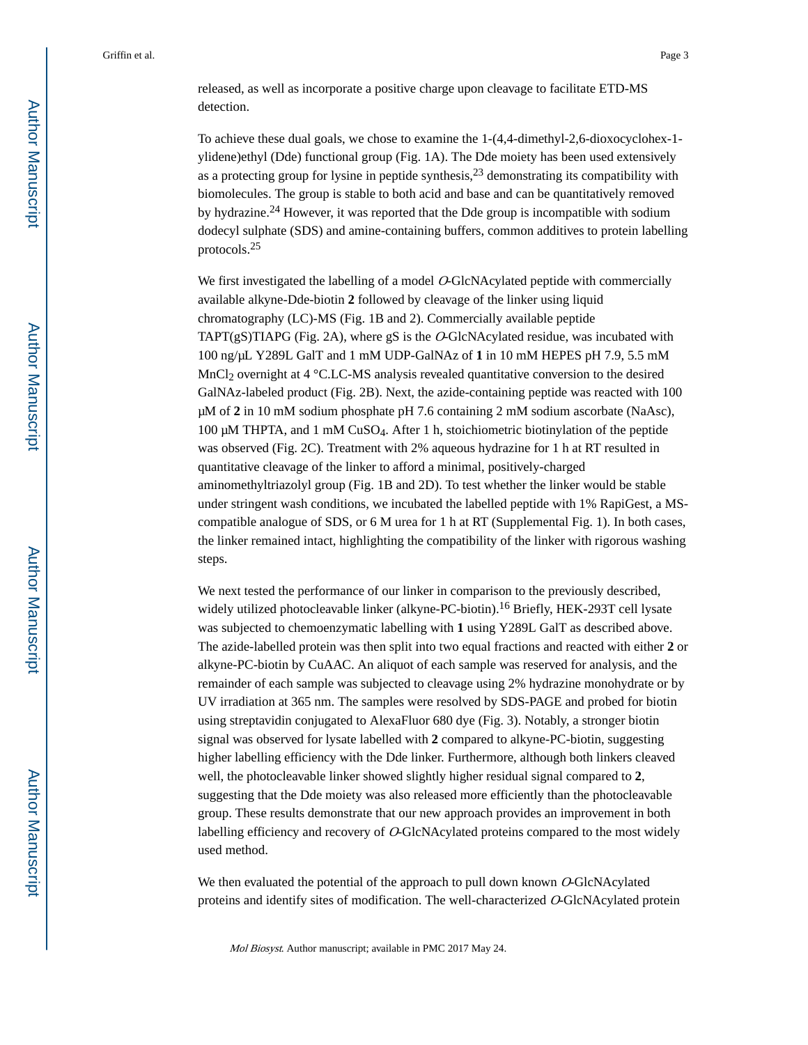released, as well as incorporate a positive charge upon cleavage to facilitate ETD-MS detection.

To achieve these dual goals, we chose to examine the 1-(4,4-dimethyl-2,6-dioxocyclohex-1-ylidene)ethyl (Dde) functional group (Fig. 1A). The Dde moiety has been used extensively as a protecting group for lysine in peptide synthesis,[23] demonstrating its compatibility with biomolecules. The group is stable to both acid and base and can be quantitatively removed by hydrazine.[24] However, it was reported that the Dde group is incompatible with sodium dodecyl sulphate (SDS) and amine-containing buffers, common additives to protein labelling protocols.[25]

We first investigated the labelling of a model *O*-GlcNAcylated peptide with commercially available alkyne-Dde-biotin **2** followed by cleavage of the linker using liquid chromatography (LC)-MS (Fig. 1B and 2). Commercially available peptide TAPT(gS)TIAPG (Fig. 2A), where gS is the *O*-GlcNAcylated residue, was incubated with 100 ng/μL Y289L GalT and 1 mM UDP-GalNAz of **1** in 10 mM HEPES pH 7.9, 5.5 mM $MnCl_2$ overnight at 4 °C.LC-MS analysis revealed quantitative conversion to the desired GalNAz-labeled product (Fig. 2B). Next, the azide-containing peptide was reacted with 100 μM of **2** in 10 mM sodium phosphate pH 7.6 containing 2 mM sodium ascorbate (NaAsc), 100 μM THPTA, and 1 mM $CuSO_4$. After 1 h, stoichiometric biotinylation of the peptide was observed (Fig. 2C). Treatment with 2% aqueous hydrazine for 1 h at RT resulted in quantitative cleavage of the linker to afford a minimal, positively-charged aminomethyltriazolyl group (Fig. 1B and 2D). To test whether the linker would be stable under stringent wash conditions, we incubated the labelled peptide with 1% RapiGest, a MS-compatible analogue of SDS, or 6 M urea for 1 h at RT (Supplemental Fig. 1). In both cases, the linker remained intact, highlighting the compatibility of the linker with rigorous washing steps.

We next tested the performance of our linker in comparison to the previously described, widely utilized photocleavable linker (alkyne-PC-biotin).[16] Briefly, HEK-293T cell lysate was subjected to chemoenzymatic labelling with **1** using Y289L GalT as described above. The azide-labelled protein was then split into two equal fractions and reacted with either **2** or alkyne-PC-biotin by CuAAC. An aliquot of each sample was reserved for analysis, and the remainder of each sample was subjected to cleavage using 2% hydrazine monohydrate or by UV irradiation at 365 nm. The samples were resolved by SDS-PAGE and probed for biotin using streptavidin conjugated to AlexaFluor 680 dye (Fig. 3). Notably, a stronger biotin signal was observed for lysate labelled with **2** compared to alkyne-PC-biotin, suggesting higher labelling efficiency with the Dde linker. Furthermore, although both linkers cleaved well, the photocleavable linker showed slightly higher residual signal compared to **2**, suggesting that the Dde moiety was also released more efficiently than the photocleavable group. These results demonstrate that our new approach provides an improvement in both labelling efficiency and recovery of *O*-GlcNAcylated proteins compared to the most widely used method.

We then evaluated the potential of the approach to pull down known *O*-GlcNAcylated proteins and identify sites of modification. The well-characterized *O*-GlcNAcylated protein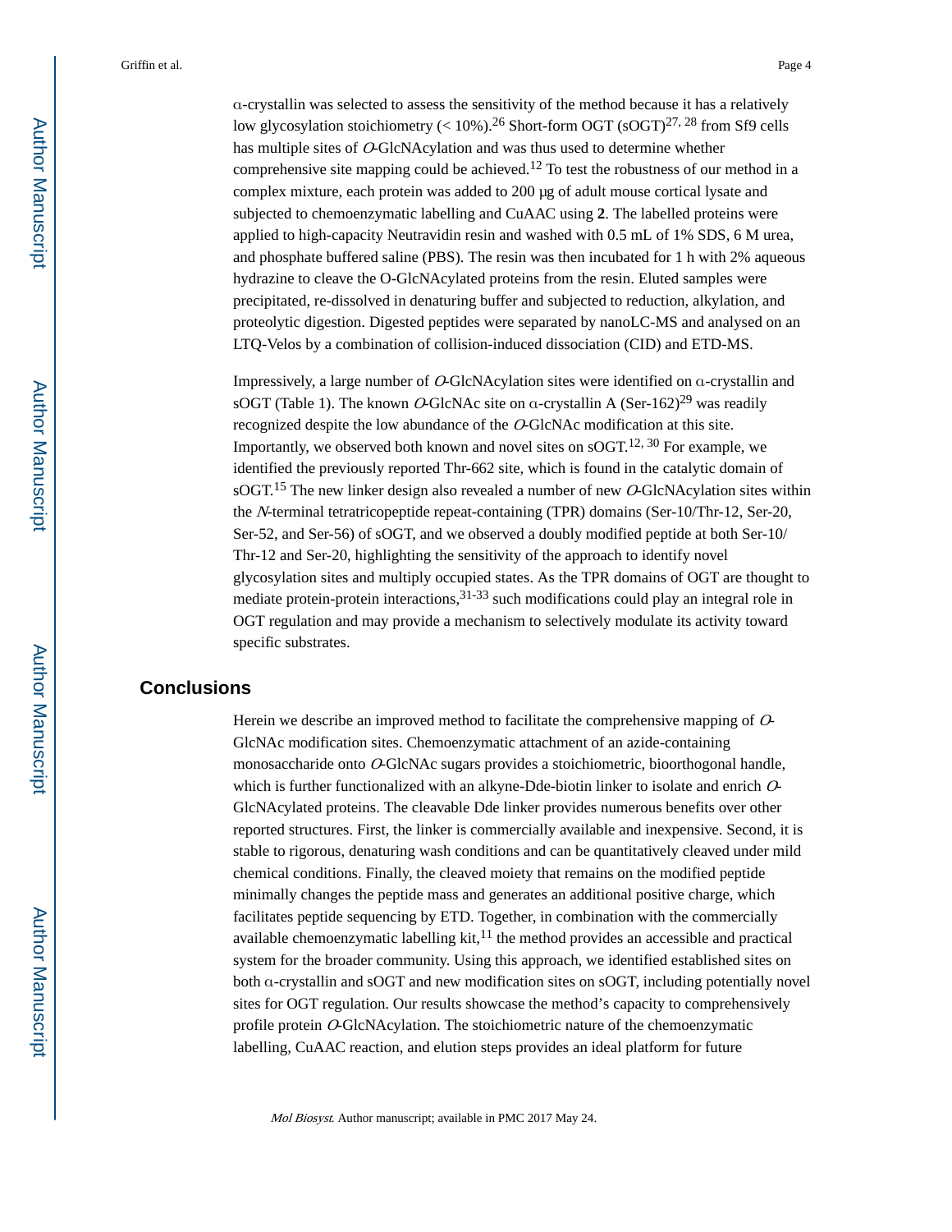α-crystallin was selected to assess the sensitivity of the method because it has a relatively low glycosylation stoichiometry (< 10%).[26] Short-form OGT (sOGT)[27, 28] from Sf9 cells has multiple sites of *O*-GlcNAcylation and was thus used to determine whether comprehensive site mapping could be achieved.[12] To test the robustness of our method in a complex mixture, each protein was added to 200 μg of adult mouse cortical lysate and subjected to chemoenzymatic labelling and CuAAC using **2**. The labelled proteins were applied to high-capacity Neutravidin resin and washed with 0.5 mL of 1% SDS, 6 M urea, and phosphate buffered saline (PBS). The resin was then incubated for 1 h with 2% aqueous hydrazine to cleave the O-GlcNAcylated proteins from the resin. Eluted samples were precipitated, re-dissolved in denaturing buffer and subjected to reduction, alkylation, and proteolytic digestion. Digested peptides were separated by nanoLC-MS and analysed on an LTQ-Velos by a combination of collision-induced dissociation (CID) and ETD-MS.

Impressively, a large number of *O*-GlcNAcylation sites were identified on α-crystallin and sOGT (Table 1). The known *O*-GlcNAc site on α-crystallin A (Ser-162)[29] was readily recognized despite the low abundance of the *O*-GlcNAc modification at this site. Importantly, we observed both known and novel sites on sOGT.[12, 30] For example, we identified the previously reported Thr-662 site, which is found in the catalytic domain of sOGT.[15] The new linker design also revealed a number of new *O*-GlcNAcylation sites within the *N*-terminal tetratricopeptide repeat-containing (TPR) domains (Ser-10/Thr-12, Ser-20, Ser-52, and Ser-56) of sOGT, and we observed a doubly modified peptide at both Ser-10/Thr-12 and Ser-20, highlighting the sensitivity of the approach to identify novel glycosylation sites and multiply occupied states. As the TPR domains of OGT are thought to mediate protein-protein interactions,[31-33] such modifications could play an integral role in OGT regulation and may provide a mechanism to selectively modulate its activity toward specific substrates.

## Conclusions

Herein we describe an improved method to facilitate the comprehensive mapping of *O*-GlcNAc modification sites. Chemoenzymatic attachment of an azide-containing monosaccharide onto *O*-GlcNAc sugars provides a stoichiometric, bioorthogonal handle, which is further functionalized with an alkyne-Dde-biotin linker to isolate and enrich *O*-GlcNAcylated proteins. The cleavable Dde linker provides numerous benefits over other reported structures. First, the linker is commercially available and inexpensive. Second, it is stable to rigorous, denaturing wash conditions and can be quantitatively cleaved under mild chemical conditions. Finally, the cleaved moiety that remains on the modified peptide minimally changes the peptide mass and generates an additional positive charge, which facilitates peptide sequencing by ETD. Together, in combination with the commercially available chemoenzymatic labelling kit,[11] the method provides an accessible and practical system for the broader community. Using this approach, we identified established sites on both α-crystallin and sOGT and new modification sites on sOGT, including potentially novel sites for OGT regulation. Our results showcase the method's capacity to comprehensively profile protein *O*-GlcNAcylation. The stoichiometric nature of the chemoenzymatic labelling, CuAAC reaction, and elution steps provides an ideal platform for future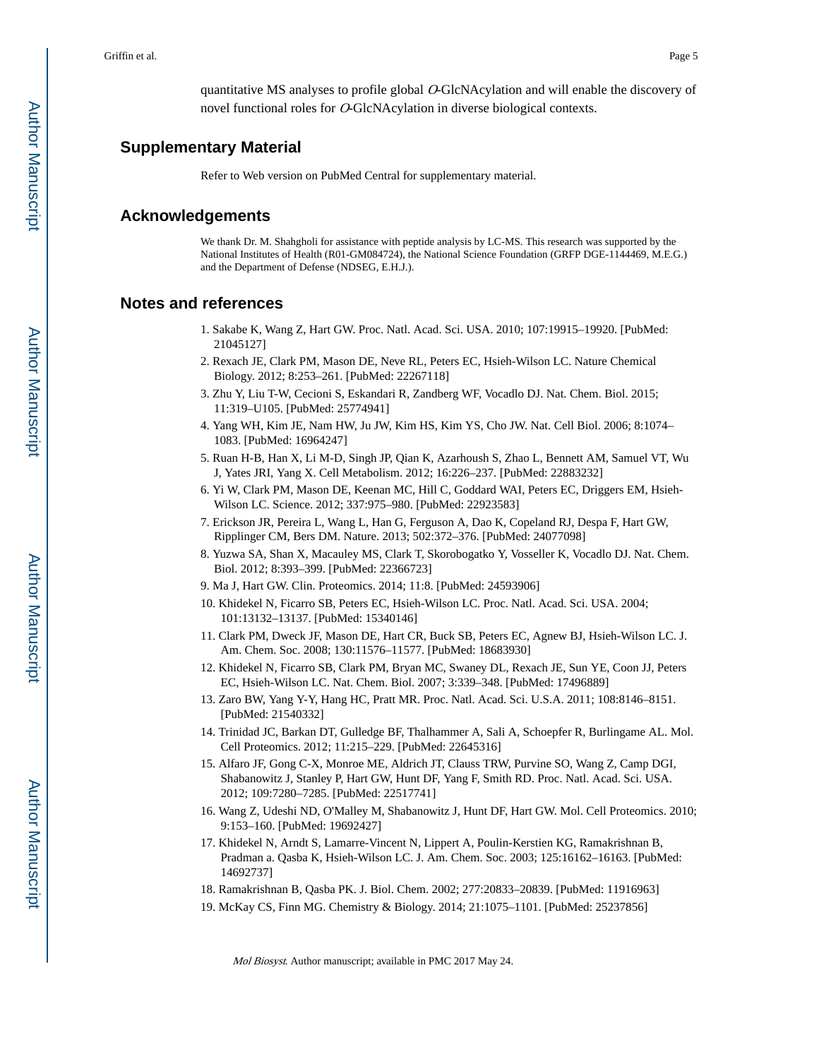quantitative MS analyses to profile global *O*-GlcNAcylation and will enable the discovery of novel functional roles for *O*-GlcNAcylation in diverse biological contexts.

## Supplementary Material

Refer to Web version on PubMed Central for supplementary material.

## Acknowledgements

We thank Dr. M. Shahgholi for assistance with peptide analysis by LC-MS. This research was supported by the National Institutes of Health (R01-GM084724), the National Science Foundation (GRFP DGE-1144469, M.E.G.) and the Department of Defense (NDSEG, E.H.J.).

## Notes and references

1. Sakabe K, Wang Z, Hart GW. Proc. Natl. Acad. Sci. USA. 2010; 107:19915–19920. [PubMed: 21045127]
2. Rexach JE, Clark PM, Mason DE, Neve RL, Peters EC, Hsieh-Wilson LC. Nature Chemical Biology. 2012; 8:253–261. [PubMed: 22267118]
3. Zhu Y, Liu T-W, Cecioni S, Eskandari R, Zandberg WF, Vocadlo DJ. Nat. Chem. Biol. 2015; 11:319–U105. [PubMed: 25774941]
4. Yang WH, Kim JE, Nam HW, Ju JW, Kim HS, Kim YS, Cho JW. Nat. Cell Biol. 2006; 8:1074–1083. [PubMed: 16964247]
5. Ruan H-B, Han X, Li M-D, Singh JP, Qian K, Azarhoush S, Zhao L, Bennett AM, Samuel VT, Wu J, Yates JRI, Yang X. Cell Metabolism. 2012; 16:226–237. [PubMed: 22883232]
6. Yi W, Clark PM, Mason DE, Keenan MC, Hill C, Goddard WAI, Peters EC, Driggers EM, Hsieh-Wilson LC. Science. 2012; 337:975–980. [PubMed: 22923583]
7. Erickson JR, Pereira L, Wang L, Han G, Ferguson A, Dao K, Copeland RJ, Despa F, Hart GW, Ripplinger CM, Bers DM. Nature. 2013; 502:372–376. [PubMed: 24077098]
8. Yuzwa SA, Shan X, Macauley MS, Clark T, Skorobogatko Y, Vosseller K, Vocadlo DJ. Nat. Chem. Biol. 2012; 8:393–399. [PubMed: 22366723]
9. Ma J, Hart GW. Clin. Proteomics. 2014; 11:8. [PubMed: 24593906]
10. Khidekel N, Ficarro SB, Peters EC, Hsieh-Wilson LC. Proc. Natl. Acad. Sci. USA. 2004; 101:13132–13137. [PubMed: 15340146]
11. Clark PM, Dweck JF, Mason DE, Hart CR, Buck SB, Peters EC, Agnew BJ, Hsieh-Wilson LC. J. Am. Chem. Soc. 2008; 130:11576–11577. [PubMed: 18683930]
12. Khidekel N, Ficarro SB, Clark PM, Bryan MC, Swaney DL, Rexach JE, Sun YE, Coon JJ, Peters EC, Hsieh-Wilson LC. Nat. Chem. Biol. 2007; 3:339–348. [PubMed: 17496889]
13. Zaro BW, Yang Y-Y, Hang HC, Pratt MR. Proc. Natl. Acad. Sci. U.S.A. 2011; 108:8146–8151. [PubMed: 21540332]
14. Trinidad JC, Barkan DT, Gulledge BF, Thalhammer A, Sali A, Schoepfer R, Burlingame AL. Mol. Cell Proteomics. 2012; 11:215–229. [PubMed: 22645316]
15. Alfaro JF, Gong C-X, Monroe ME, Aldrich JT, Clauss TRW, Purvine SO, Wang Z, Camp DGI, Shabanowitz J, Stanley P, Hart GW, Hunt DF, Yang F, Smith RD. Proc. Natl. Acad. Sci. USA. 2012; 109:7280–7285. [PubMed: 22517741]
16. Wang Z, Udeshi ND, O'Malley M, Shabanowitz J, Hunt DF, Hart GW. Mol. Cell Proteomics. 2010; 9:153–160. [PubMed: 19692427]
17. Khidekel N, Arndt S, Lamarre-Vincent N, Lippert A, Poulin-Kerstien KG, Ramakrishnan B, Pradman a. Qasba K, Hsieh-Wilson LC. J. Am. Chem. Soc. 2003; 125:16162–16163. [PubMed: 14692737]
18. Ramakrishnan B, Qasba PK. J. Biol. Chem. 2002; 277:20833–20839. [PubMed: 11916963]
19. McKay CS, Finn MG. Chemistry & Biology. 2014; 21:1075–1101. [PubMed: 25237856]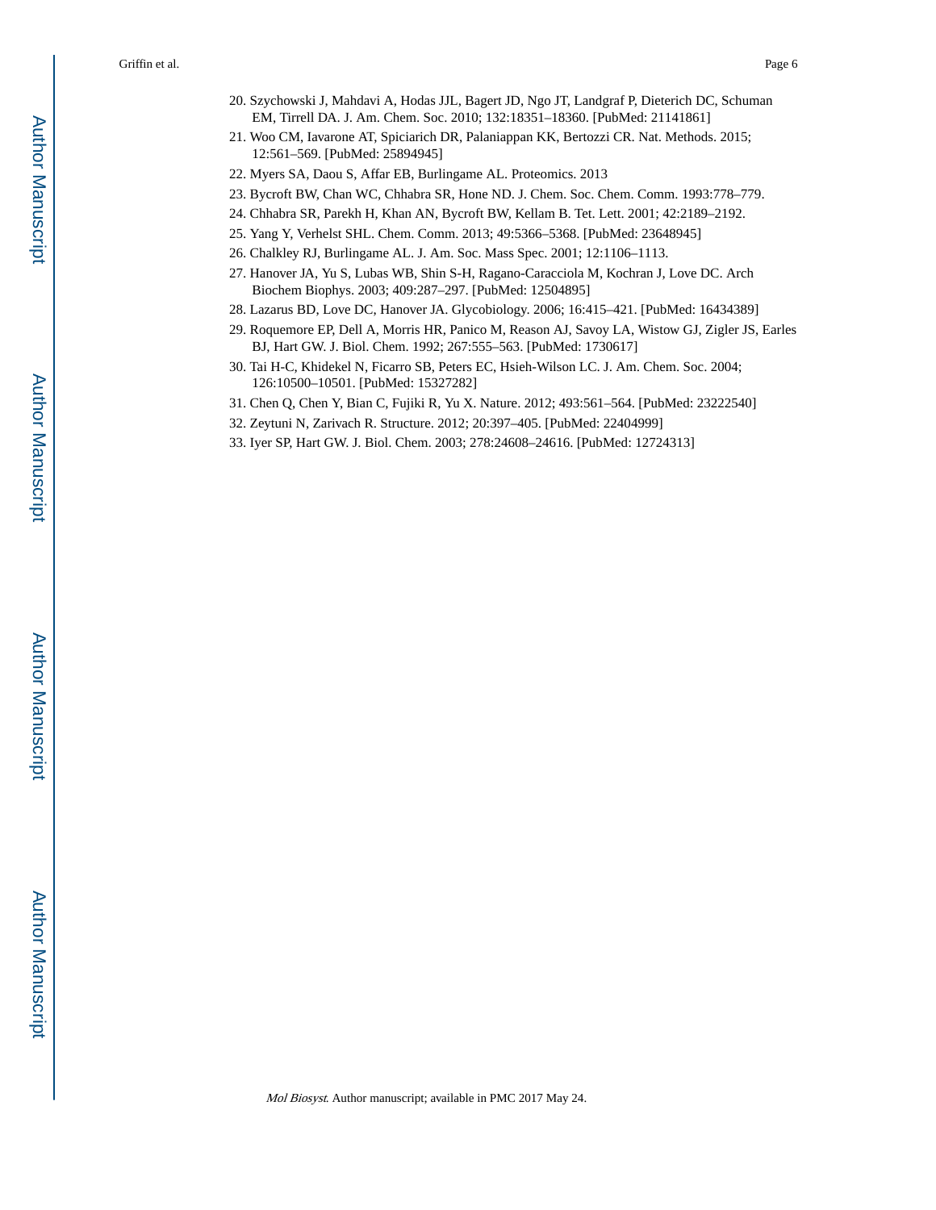20. Szychowski J, Mahdavi A, Hodas JJL, Bagert JD, Ngo JT, Landgraf P, Dieterich DC, Schuman EM, Tirrell DA. J. Am. Chem. Soc. 2010; 132:18351–18360. [PubMed: 21141861]
21. Woo CM, Iavarone AT, Spiciarich DR, Palaniappan KK, Bertozzi CR. Nat. Methods. 2015; 12:561–569. [PubMed: 25894945]
22. Myers SA, Daou S, Affar EB, Burlingame AL. Proteomics. 2013
23. Bycroft BW, Chan WC, Chhabra SR, Hone ND. J. Chem. Soc. Chem. Comm. 1993:778–779.
24. Chhabra SR, Parekh H, Khan AN, Bycroft BW, Kellam B. Tet. Lett. 2001; 42:2189–2192.
25. Yang Y, Verhelst SHL. Chem. Comm. 2013; 49:5366–5368. [PubMed: 23648945]
26. Chalkley RJ, Burlingame AL. J. Am. Soc. Mass Spec. 2001; 12:1106–1113.
27. Hanover JA, Yu S, Lubas WB, Shin S-H, Ragano-Caracciola M, Kochran J, Love DC. Arch Biochem Biophys. 2003; 409:287–297. [PubMed: 12504895]
28. Lazarus BD, Love DC, Hanover JA. Glycobiology. 2006; 16:415–421. [PubMed: 16434389]
29. Roquemore EP, Dell A, Morris HR, Panico M, Reason AJ, Savoy LA, Wistow GJ, Zigler JS, Earles BJ, Hart GW. J. Biol. Chem. 1992; 267:555–563. [PubMed: 1730617]
30. Tai H-C, Khidekel N, Ficarro SB, Peters EC, Hsieh-Wilson LC. J. Am. Chem. Soc. 2004; 126:10500–10501. [PubMed: 15327282]
31. Chen Q, Chen Y, Bian C, Fujiki R, Yu X. Nature. 2012; 493:561–564. [PubMed: 23222540]
32. Zeytuni N, Zarivach R. Structure. 2012; 20:397–405. [PubMed: 22404999]
33. Iyer SP, Hart GW. J. Biol. Chem. 2003; 278:24608–24616. [PubMed: 12724313]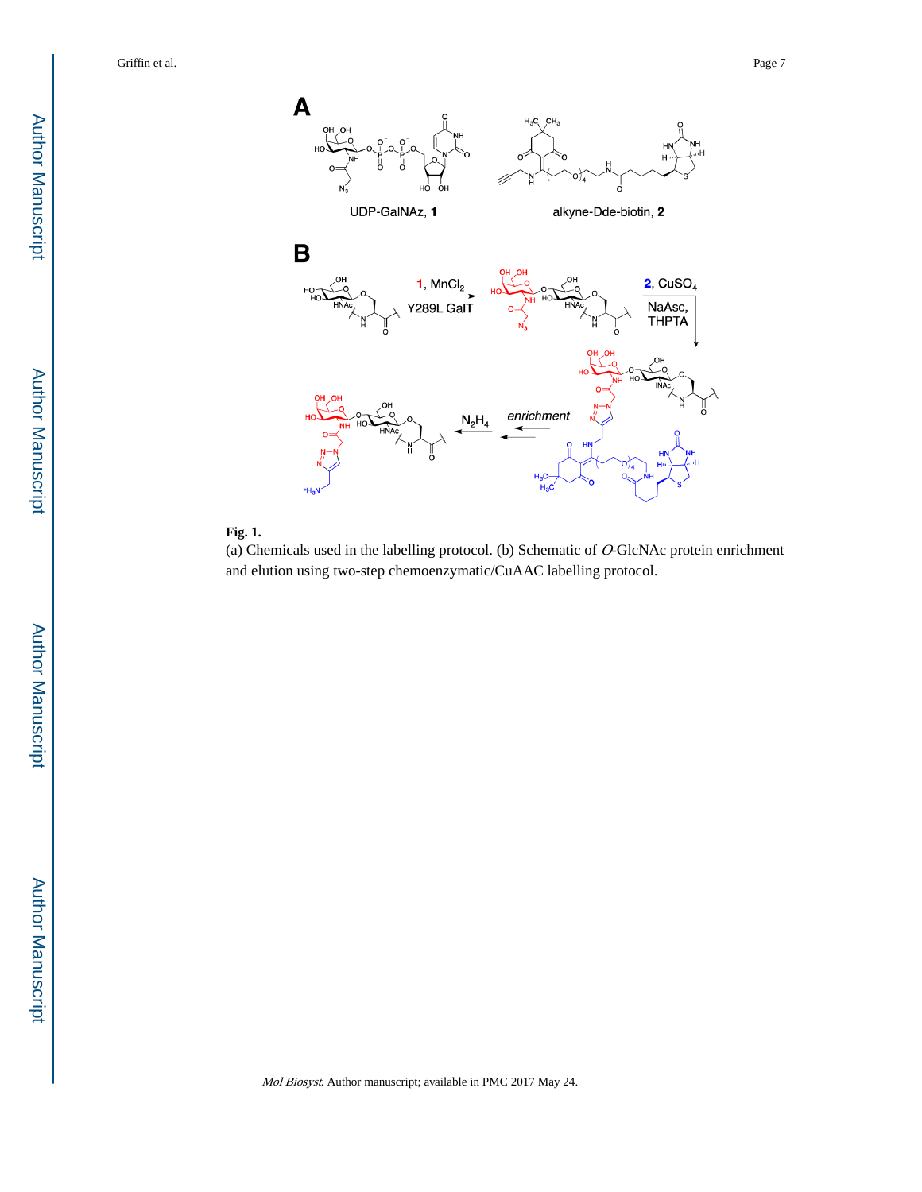**Fig. 1.**

(a) Chemicals used in the labelling protocol. (b) Schematic of *O*-GlcNAc protein enrichment and elution using two-step chemoenzymatic/CuAAC labelling protocol.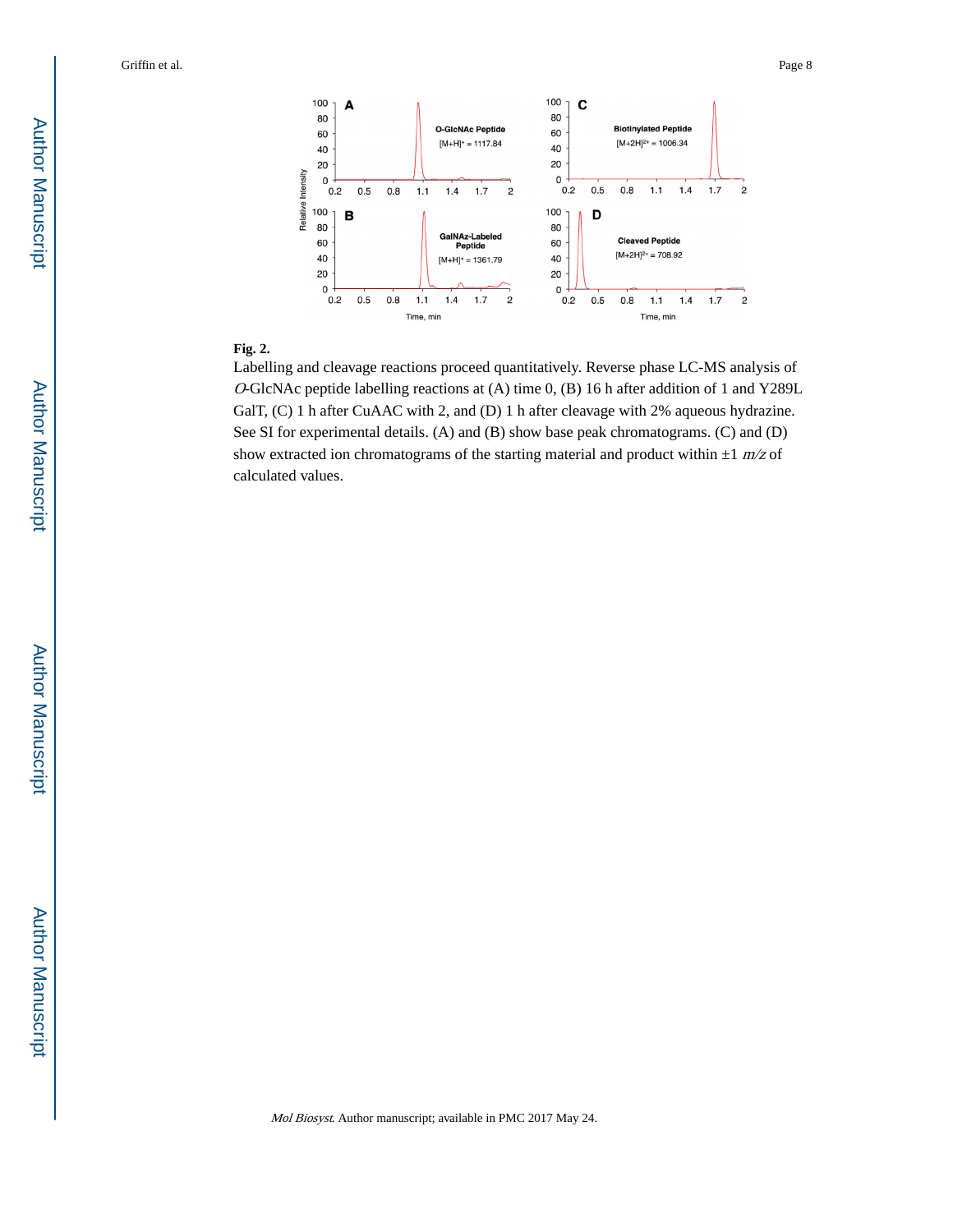**Fig. 2.**

Labelling and cleavage reactions proceed quantitatively. Reverse phase LC-MS analysis of *O*-GlcNAc peptide labelling reactions at (A) time 0, (B) 16 h after addition of 1 and Y289L GalT, (C) 1 h after CuAAC with 2, and (D) 1 h after cleavage with 2% aqueous hydrazine. See SI for experimental details. (A) and (B) show base peak chromatograms. (C) and (D) show extracted ion chromatograms of the starting material and product within ±1 *m/z* of calculated values.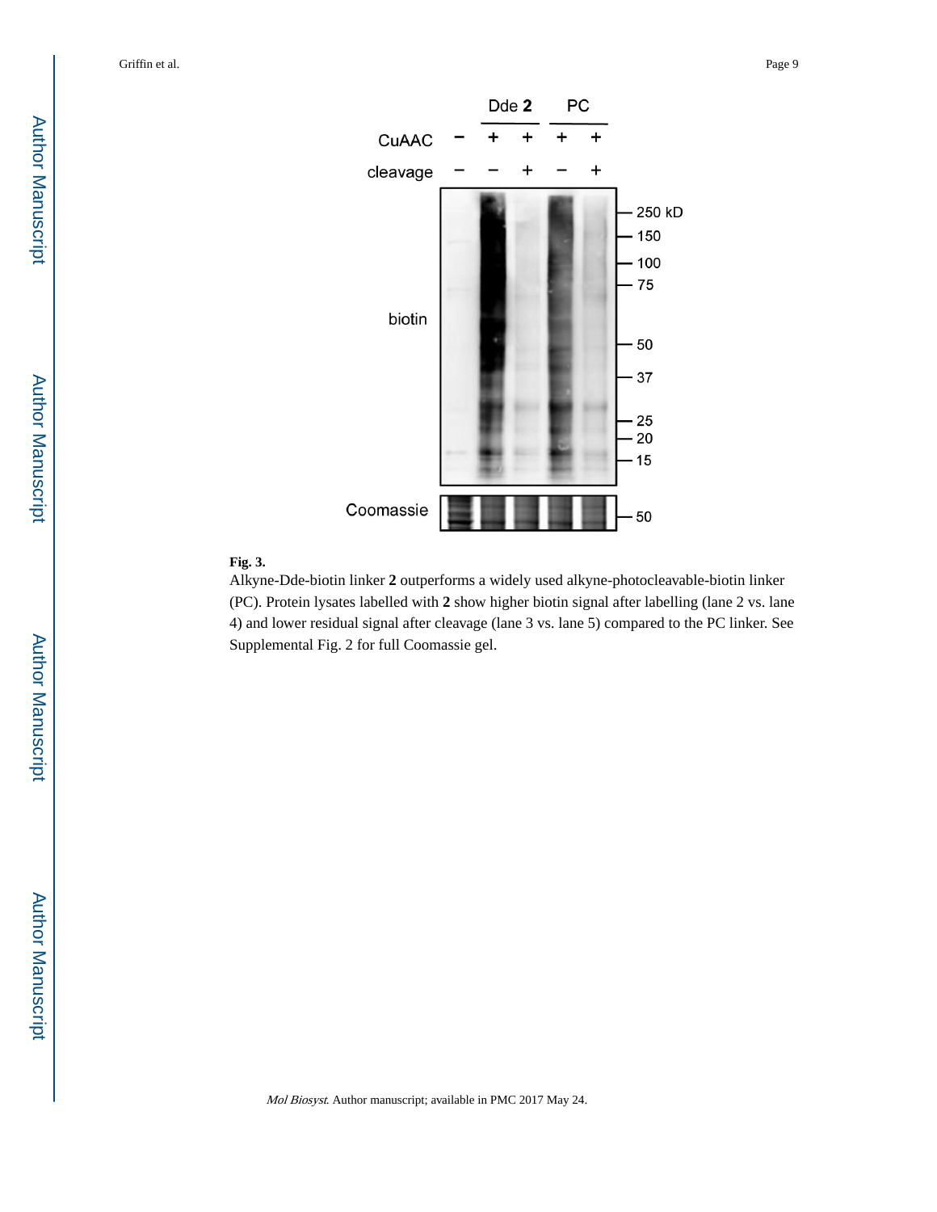**Fig. 3.**

Alkyne-Dde-biotin linker **2** outperforms a widely used alkyne-photocleavable-biotin linker (PC). Protein lysates labelled with **2** show higher biotin signal after labelling (lane 2 vs. lane 4) and lower residual signal after cleavage (lane 3 vs. lane 5) compared to the PC linker. See Supplemental Fig. 2 for full Coomassie gel.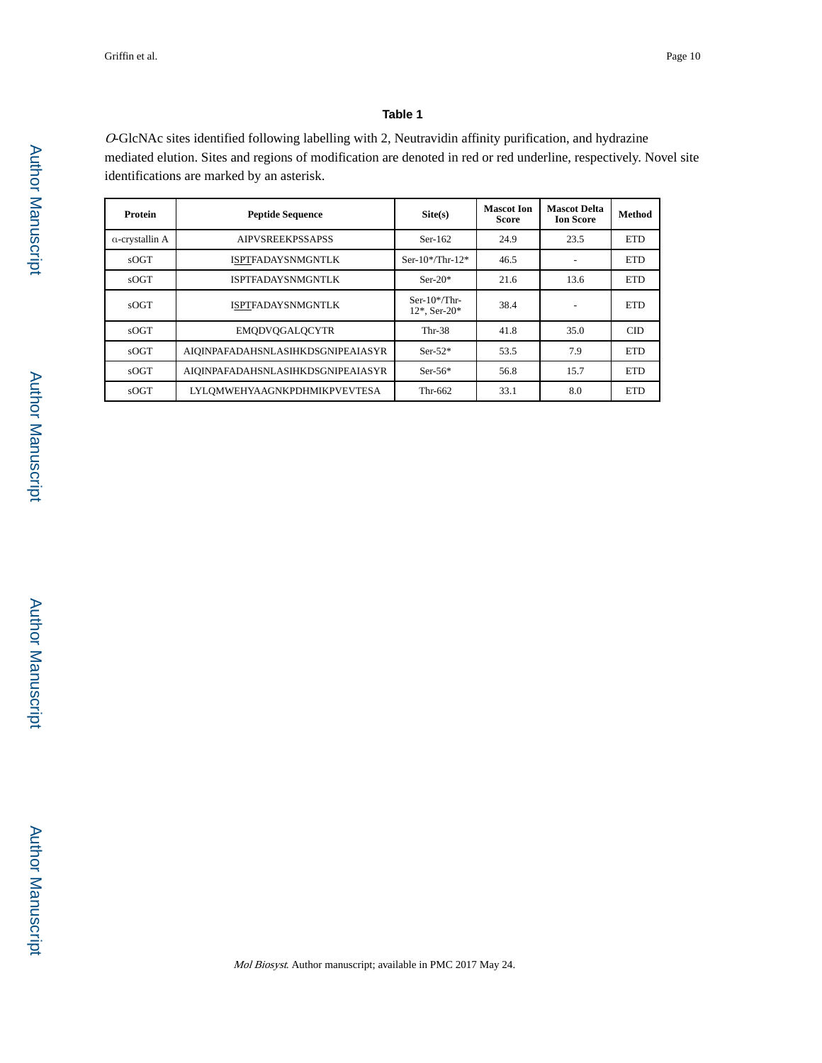## Table 1

*O*-GlcNAc sites identified following labelling with 2, Neutravidin affinity purification, and hydrazine mediated elution. Sites and regions of modification are denoted in red or red underline, respectively. Novel site identifications are marked by an asterisk.

| Protein | Peptide Sequence | Site(s) | Mascot Ion Score | Mascot Delta Ion Score | Method |
|---|---|---|---|---|---|
| α-crystallin A | AIPVSREEKPSSAPSS | Ser-162 | 24.9 | 23.5 | ETD |
| sOGT | ISPTFADAYSNMGNTLK | Ser-10*/Thr-12* | 46.5 | - | ETD |
| sOGT | ISPTFADAYSNMGNTLK | Ser-20* | 21.6 | 13.6 | ETD |
| sOGT | ISPTFADAYSNMGNTLK | Ser-10*/Thr-12*, Ser-20* | 38.4 | - | ETD |
| sOGT | EMQDVQGALQCYTR | Thr-38 | 41.8 | 35.0 | CID |
| sOGT | AIQINPAFADAHSNLASIHKDSGNIPEAIASYR | Ser-52* | 53.5 | 7.9 | ETD |
| sOGT | AIQINPAFADAHSNLASIHKDSGNIPEAIASYR | Ser-56* | 56.8 | 15.7 | ETD |
| sOGT | LYLQMWEHYAAGNKPDHMIKPVEVTESA | Thr-662 | 33.1 | 8.0 | ETD |